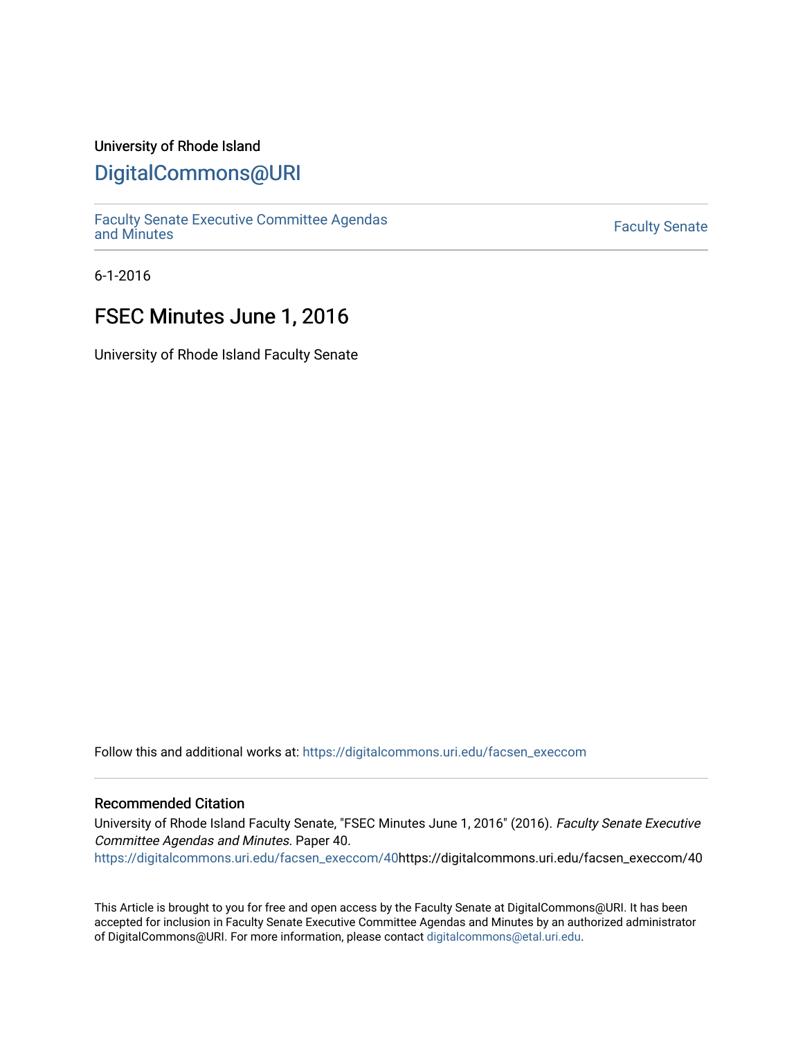University of Rhode Island

# DigitalCommons@URI

Faculty Senate Executive Committee Agendas and Minutes

Faculty Senate

6-1-2016

## FSEC Minutes June 1, 2016

University of Rhode Island Faculty Senate

Follow this and additional works at: https://digitalcommons.uri.edu/facsen_execcom

### Recommended Citation

University of Rhode Island Faculty Senate, "FSEC Minutes June 1, 2016" (2016). *Faculty Senate Executive Committee Agendas and Minutes*. Paper 40.
https://digitalcommons.uri.edu/facsen_execcom/40https://digitalcommons.uri.edu/facsen_execcom/40

This Article is brought to you for free and open access by the Faculty Senate at DigitalCommons@URI. It has been accepted for inclusion in Faculty Senate Executive Committee Agendas and Minutes by an authorized administrator of DigitalCommons@URI. For more information, please contact digitalcommons@etal.uri.edu.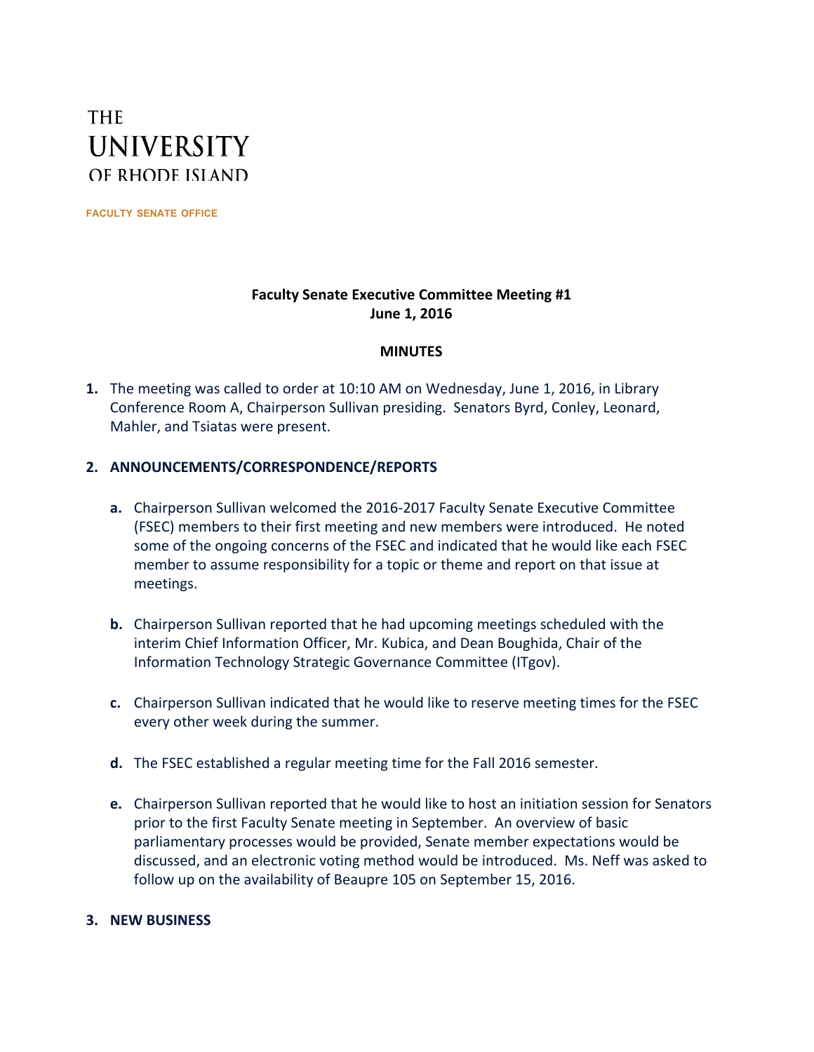THE
UNIVERSITY
OF RHODE ISLAND

FACULTY SENATE OFFICE

**Faculty Senate Executive Committee Meeting #1**
**June 1, 2016**

**MINUTES**

1. The meeting was called to order at 10:10 AM on Wednesday, June 1, 2016, in Library Conference Room A, Chairperson Sullivan presiding. Senators Byrd, Conley, Leonard, Mahler, and Tsiatas were present.

2. **ANNOUNCEMENTS/CORRESPONDENCE/REPORTS**

   a. Chairperson Sullivan welcomed the 2016-2017 Faculty Senate Executive Committee (FSEC) members to their first meeting and new members were introduced. He noted some of the ongoing concerns of the FSEC and indicated that he would like each FSEC member to assume responsibility for a topic or theme and report on that issue at meetings.

   b. Chairperson Sullivan reported that he had upcoming meetings scheduled with the interim Chief Information Officer, Mr. Kubica, and Dean Boughida, Chair of the Information Technology Strategic Governance Committee (ITgov).

   c. Chairperson Sullivan indicated that he would like to reserve meeting times for the FSEC every other week during the summer.

   d. The FSEC established a regular meeting time for the Fall 2016 semester.

   e. Chairperson Sullivan reported that he would like to host an initiation session for Senators prior to the first Faculty Senate meeting in September. An overview of basic parliamentary processes would be provided, Senate member expectations would be discussed, and an electronic voting method would be introduced. Ms. Neff was asked to follow up on the availability of Beaupre 105 on September 15, 2016.

3. **NEW BUSINESS**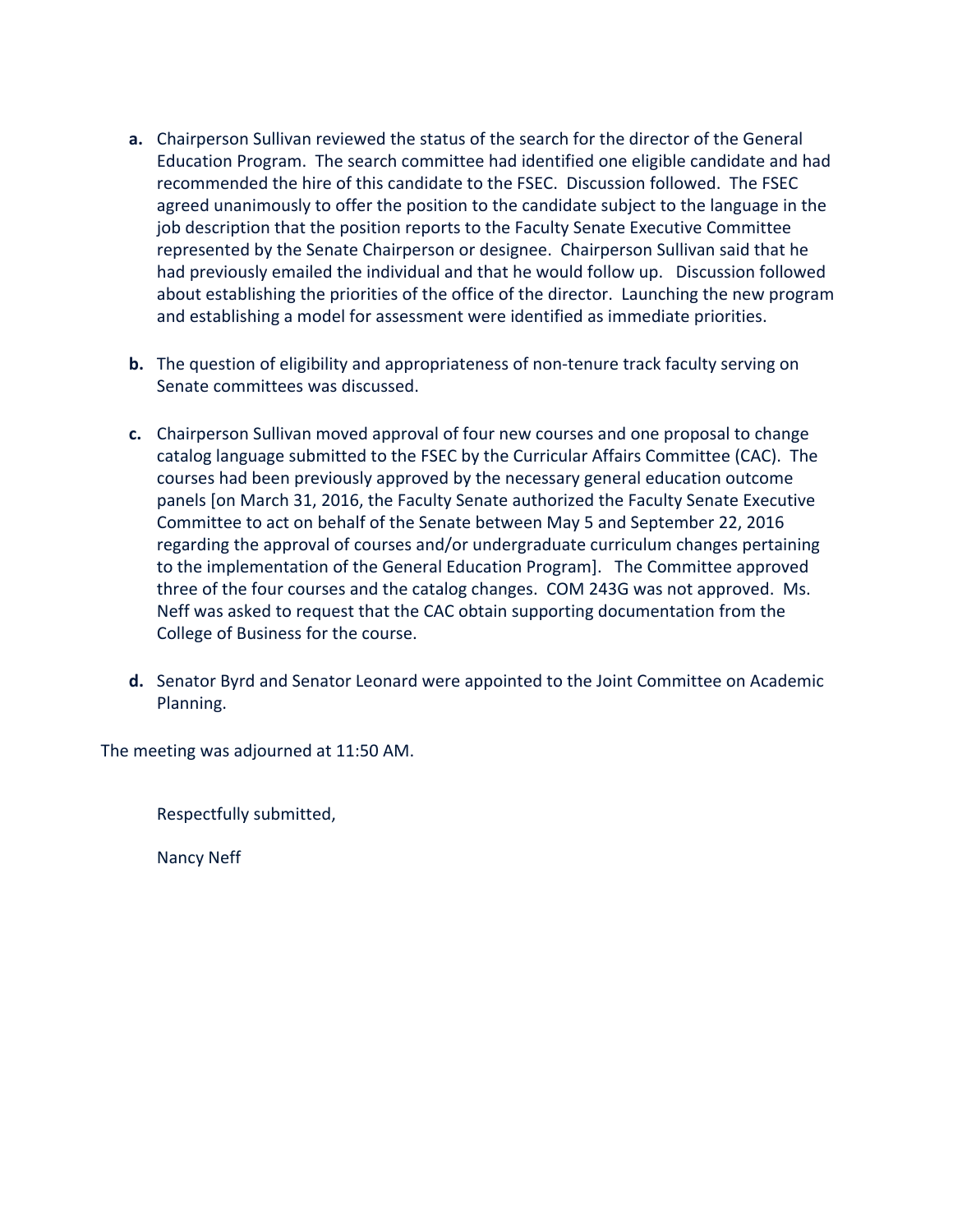- **a.** Chairperson Sullivan reviewed the status of the search for the director of the General Education Program. The search committee had identified one eligible candidate and had recommended the hire of this candidate to the FSEC. Discussion followed. The FSEC agreed unanimously to offer the position to the candidate subject to the language in the job description that the position reports to the Faculty Senate Executive Committee represented by the Senate Chairperson or designee. Chairperson Sullivan said that he had previously emailed the individual and that he would follow up. Discussion followed about establishing the priorities of the office of the director. Launching the new program and establishing a model for assessment were identified as immediate priorities.

- **b.** The question of eligibility and appropriateness of non-tenure track faculty serving on Senate committees was discussed.

- **c.** Chairperson Sullivan moved approval of four new courses and one proposal to change catalog language submitted to the FSEC by the Curricular Affairs Committee (CAC). The courses had been previously approved by the necessary general education outcome panels [on March 31, 2016, the Faculty Senate authorized the Faculty Senate Executive Committee to act on behalf of the Senate between May 5 and September 22, 2016 regarding the approval of courses and/or undergraduate curriculum changes pertaining to the implementation of the General Education Program]. The Committee approved three of the four courses and the catalog changes. COM 243G was not approved. Ms. Neff was asked to request that the CAC obtain supporting documentation from the College of Business for the course.

- **d.** Senator Byrd and Senator Leonard were appointed to the Joint Committee on Academic Planning.

The meeting was adjourned at 11:50 AM.

Respectfully submitted,

Nancy Neff